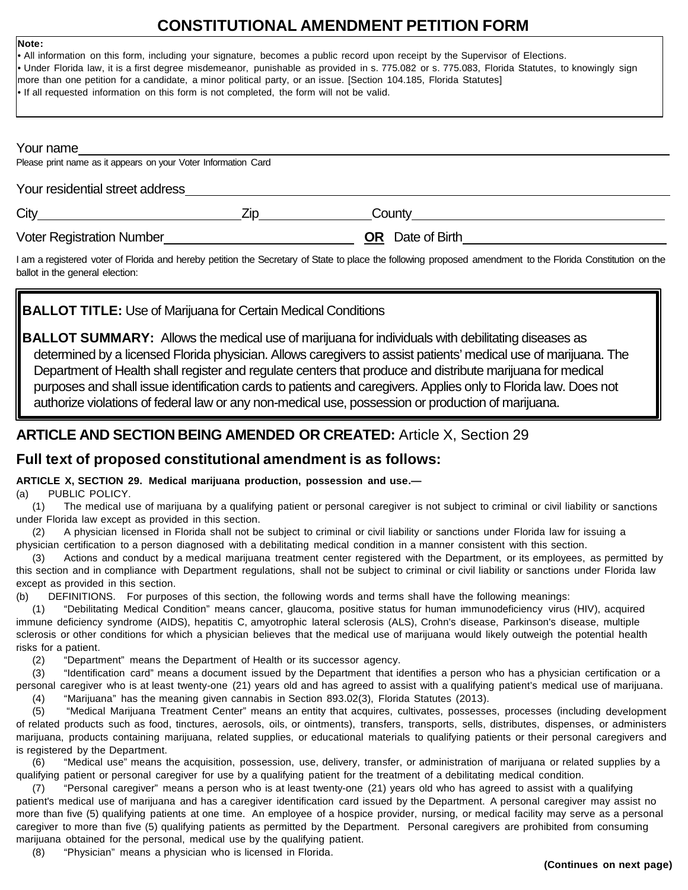# CONSTITUTIONAL AMENDMENT PETITION FORM

**Note:**
- All information on this form, including your signature, becomes a public record upon receipt by the Supervisor of Elections.
- Under Florida law, it is a first degree misdemeanor, punishable as provided in s. 775.082 or s. 775.083, Florida Statutes, to knowingly sign more than one petition for a candidate, a minor political party, or an issue. [Section 104.185, Florida Statutes]
- If all requested information on this form is not completed, the form will not be valid.

Your name ____________________
Please print name as it appears on your Voter Information Card

Your residential street address ____________________

City ____________ Zip ____________ County ____________

Voter Registration Number ____________ **OR** Date of Birth ____________

I am a registered voter of Florida and hereby petition the Secretary of State to place the following proposed amendment to the Florida Constitution on the ballot in the general election:

**BALLOT TITLE:** Use of Marijuana for Certain Medical Conditions

**BALLOT SUMMARY:** Allows the medical use of marijuana for individuals with debilitating diseases as determined by a licensed Florida physician. Allows caregivers to assist patients' medical use of marijuana. The Department of Health shall register and regulate centers that produce and distribute marijuana for medical purposes and shall issue identification cards to patients and caregivers. Applies only to Florida law. Does not authorize violations of federal law or any non-medical use, possession or production of marijuana.

## ARTICLE AND SECTION BEING AMENDED OR CREATED: Article X, Section 29

## Full text of proposed constitutional amendment is as follows:

**ARTICLE X, SECTION 29. Medical marijuana production, possession and use.—**

(a) PUBLIC POLICY.

(1) The medical use of marijuana by a qualifying patient or personal caregiver is not subject to criminal or civil liability or sanctions under Florida law except as provided in this section.

(2) A physician licensed in Florida shall not be subject to criminal or civil liability or sanctions under Florida law for issuing a physician certification to a person diagnosed with a debilitating medical condition in a manner consistent with this section.

(3) Actions and conduct by a medical marijuana treatment center registered with the Department, or its employees, as permitted by this section and in compliance with Department regulations, shall not be subject to criminal or civil liability or sanctions under Florida law except as provided in this section.

(b) DEFINITIONS. For purposes of this section, the following words and terms shall have the following meanings:

(1) "Debilitating Medical Condition" means cancer, glaucoma, positive status for human immunodeficiency virus (HIV), acquired immune deficiency syndrome (AIDS), hepatitis C, amyotrophic lateral sclerosis (ALS), Crohn's disease, Parkinson's disease, multiple sclerosis or other conditions for which a physician believes that the medical use of marijuana would likely outweigh the potential health risks for a patient.

(2) "Department" means the Department of Health or its successor agency.

(3) "Identification card" means a document issued by the Department that identifies a person who has a physician certification or a personal caregiver who is at least twenty-one (21) years old and has agreed to assist with a qualifying patient's medical use of marijuana.

(4) "Marijuana" has the meaning given cannabis in Section 893.02(3), Florida Statutes (2013).

(5) "Medical Marijuana Treatment Center" means an entity that acquires, cultivates, possesses, processes (including development of related products such as food, tinctures, aerosols, oils, or ointments), transfers, transports, sells, distributes, dispenses, or administers marijuana, products containing marijuana, related supplies, or educational materials to qualifying patients or their personal caregivers and is registered by the Department.

(6) "Medical use" means the acquisition, possession, use, delivery, transfer, or administration of marijuana or related supplies by a qualifying patient or personal caregiver for use by a qualifying patient for the treatment of a debilitating medical condition.

(7) "Personal caregiver" means a person who is at least twenty-one (21) years old who has agreed to assist with a qualifying patient's medical use of marijuana and has a caregiver identification card issued by the Department. A personal caregiver may assist no more than five (5) qualifying patients at one time. An employee of a hospice provider, nursing, or medical facility may serve as a personal caregiver to more than five (5) qualifying patients as permitted by the Department. Personal caregivers are prohibited from consuming marijuana obtained for the personal, medical use by the qualifying patient.

(8) "Physician" means a physician who is licensed in Florida.

**(Continues on next page)**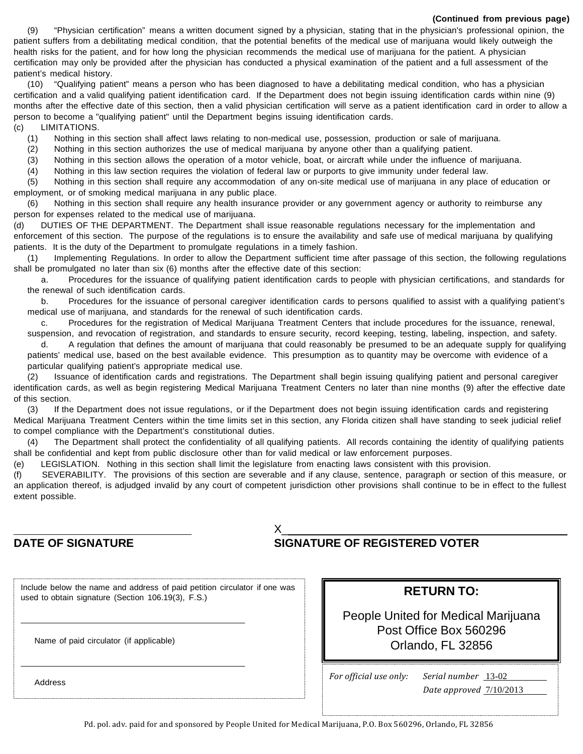(Continued from previous page)

(9) "Physician certification" means a written document signed by a physician, stating that in the physician's professional opinion, the patient suffers from a debilitating medical condition, that the potential benefits of the medical use of marijuana would likely outweigh the health risks for the patient, and for how long the physician recommends the medical use of marijuana for the patient. A physician certification may only be provided after the physician has conducted a physical examination of the patient and a full assessment of the patient's medical history.

(10) "Qualifying patient" means a person who has been diagnosed to have a debilitating medical condition, who has a physician certification and a valid qualifying patient identification card. If the Department does not begin issuing identification cards within nine (9) months after the effective date of this section, then a valid physician certification will serve as a patient identification card in order to allow a person to become a "qualifying patient" until the Department begins issuing identification cards.

(c) LIMITATIONS.

(1) Nothing in this section shall affect laws relating to non-medical use, possession, production or sale of marijuana.

(2) Nothing in this section authorizes the use of medical marijuana by anyone other than a qualifying patient.

(3) Nothing in this section allows the operation of a motor vehicle, boat, or aircraft while under the influence of marijuana.

(4) Nothing in this law section requires the violation of federal law or purports to give immunity under federal law.

(5) Nothing in this section shall require any accommodation of any on-site medical use of marijuana in any place of education or employment, or of smoking medical marijuana in any public place.

(6) Nothing in this section shall require any health insurance provider or any government agency or authority to reimburse any person for expenses related to the medical use of marijuana.

(d) DUTIES OF THE DEPARTMENT. The Department shall issue reasonable regulations necessary for the implementation and enforcement of this section. The purpose of the regulations is to ensure the availability and safe use of medical marijuana by qualifying patients. It is the duty of the Department to promulgate regulations in a timely fashion.

(1) Implementing Regulations. In order to allow the Department sufficient time after passage of this section, the following regulations shall be promulgated no later than six (6) months after the effective date of this section:

a. Procedures for the issuance of qualifying patient identification cards to people with physician certifications, and standards for the renewal of such identification cards.

b. Procedures for the issuance of personal caregiver identification cards to persons qualified to assist with a qualifying patient's medical use of marijuana, and standards for the renewal of such identification cards.

c. Procedures for the registration of Medical Marijuana Treatment Centers that include procedures for the issuance, renewal, suspension, and revocation of registration, and standards to ensure security, record keeping, testing, labeling, inspection, and safety.

d. A regulation that defines the amount of marijuana that could reasonably be presumed to be an adequate supply for qualifying patients' medical use, based on the best available evidence. This presumption as to quantity may be overcome with evidence of a particular qualifying patient's appropriate medical use.

(2) Issuance of identification cards and registrations. The Department shall begin issuing qualifying patient and personal caregiver identification cards, as well as begin registering Medical Marijuana Treatment Centers no later than nine months (9) after the effective date of this section.

(3) If the Department does not issue regulations, or if the Department does not begin issuing identification cards and registering Medical Marijuana Treatment Centers within the time limits set in this section, any Florida citizen shall have standing to seek judicial relief to compel compliance with the Department's constitutional duties.

(4) The Department shall protect the confidentiality of all qualifying patients. All records containing the identity of qualifying patients shall be confidential and kept from public disclosure other than for valid medical or law enforcement purposes.

(e) LEGISLATION. Nothing in this section shall limit the legislature from enacting laws consistent with this provision.

(f) SEVERABILITY. The provisions of this section are severable and if any clause, sentence, paragraph or section of this measure, or an application thereof, is adjudged invalid by any court of competent jurisdiction other provisions shall continue to be in effect to the fullest extent possible.

______________________________ X______________________________________________

**DATE OF SIGNATURE** **SIGNATURE OF REGISTERED VOTER**

Include below the name and address of paid petition circulator if one was used to obtain signature (Section 106.19(3), F.S.)

______________________________________________

Name of paid circulator (if applicable)

______________________________________________

Address

**RETURN TO:**

People United for Medical Marijuana
Post Office Box 560296
Orlando, FL 32856

*For official use only:* *Serial number* 13-02
*Date approved* 7/10/2013

Pd. pol. adv. paid for and sponsored by People United for Medical Marijuana, P.O. Box 560296, Orlando, FL 32856